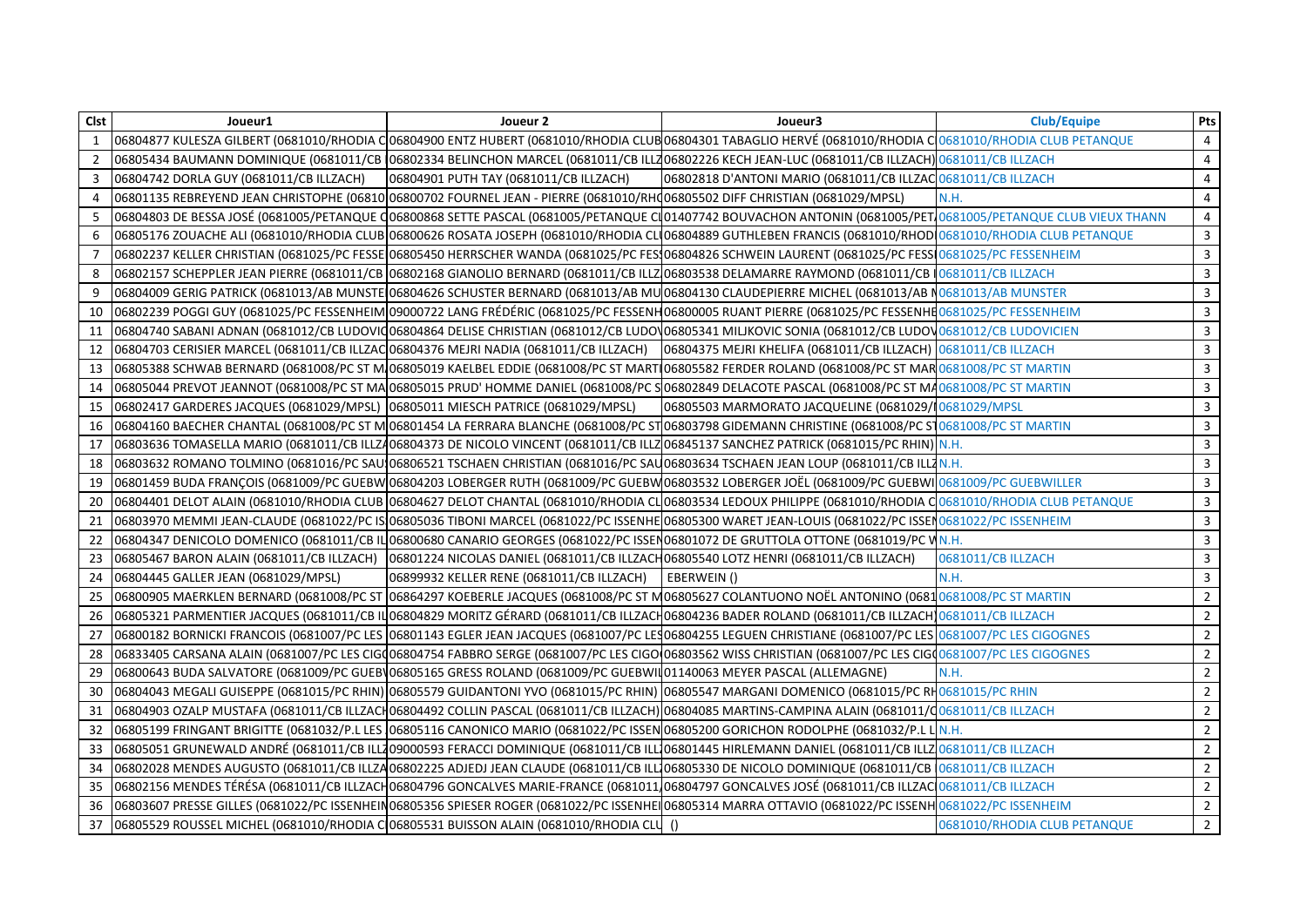| Clst | Joueur1 | Joueur 2 | Joueur3 | Club/Equipe | Pts |
|---|---|---|---|---|---|
| 1 | 06804877 KULESZA GILBERT (0681010/RHODIA C | 06804900 ENTZ HUBERT (0681010/RHODIA CLUB | 06804301 TABAGLIO HERVÉ (0681010/RHODIA C | 0681010/RHODIA CLUB PETANQUE | 4 |
| 2 | 06805434 BAUMANN DOMINIQUE (0681011/CB | 06802334 BELINCHON MARCEL (0681011/CB ILLZ | 06802226 KECH JEAN-LUC (0681011/CB ILLZACH) | 0681011/CB ILLZACH | 4 |
| 3 | 06804742 DORLA GUY (0681011/CB ILLZACH) | 06804901 PUTH TAY (0681011/CB ILLZACH) | 06802818 D'ANTONI MARIO (0681011/CB ILLZAC | 0681011/CB ILLZACH | 4 |
| 4 | 06801135 REBREYEND JEAN CHRISTOPHE (06810 | 06800702 FOURNEL JEAN - PIERRE (0681010/RH | 06805502 DIFF CHRISTIAN (0681029/MPSL) | N.H. | 4 |
| 5 | 06804803 DE BESSA JOSÉ (0681005/PETANQUE C | 06800868 SETTE PASCAL (0681005/PETANQUE C | 01407742 BOUVACHON ANTONIN (0681005/PET | 0681005/PETANQUE CLUB VIEUX THANN | 4 |
| 6 | 06805176 ZOUACHE ALI (0681010/RHODIA CLUB | 06800626 ROSATA JOSEPH (0681010/RHODIA CL | 06804889 GUTHLEBEN FRANCIS (0681010/RHOD | 0681010/RHODIA CLUB PETANQUE | 3 |
| 7 | 06802237 KELLER CHRISTIAN (0681025/PC FESSE | 06805450 HERRSCHER WANDA (0681025/PC FES | 06804826 SCHWEIN LAURENT (0681025/PC FESS | 0681025/PC FESSENHEIM | 3 |
| 8 | 06802157 SCHEPPLER JEAN PIERRE (0681011/CB | 06802168 GIANOLIO BERNARD (0681011/CB ILLZ | 06803538 DELAMARRE RAYMOND (0681011/CB I | 0681011/CB ILLZACH | 3 |
| 9 | 06804009 GERIG PATRICK (0681013/AB MUNSTE | 06804626 SCHUSTER BERNARD (0681013/AB MU | 06804130 CLAUDEPIERRE MICHEL (0681013/AB M | 0681013/AB MUNSTER | 3 |
| 10 | 06802239 POGGI GUY (0681025/PC FESSENHEIM | 09000722 LANG FRÉDÉRIC (0681025/PC FESSENH | 06800005 RUANT PIERRE (0681025/PC FESSENHE | 0681025/PC FESSENHEIM | 3 |
| 11 | 06804740 SABANI ADNAN (0681012/CB LUDOVIC | 06804864 DELISE CHRISTIAN (0681012/CB LUDO | 06805341 MILJKOVIC SONIA (0681012/CB LUDOV | 0681012/CB LUDOVICIEN | 3 |
| 12 | 06804703 CERISIER MARCEL (0681011/CB ILLZAC | 06804376 MEJRI NADIA (0681011/CB ILLZACH) | 06804375 MEJRI KHELIFA (0681011/CB ILLZACH) | 0681011/CB ILLZACH | 3 |
| 13 | 06805388 SCHWAB BERNARD (0681008/PC ST M | 06805019 KAELBEL EDDIE (0681008/PC ST MART | 06805582 FERDER ROLAND (0681008/PC ST MAR | 0681008/PC ST MARTIN | 3 |
| 14 | 06805044 PREVOT JEANNOT (0681008/PC ST MA | 06805015 PRUD' HOMME DANIEL (0681008/PC S | 06802849 DELACOTE PASCAL (0681008/PC ST MA | 0681008/PC ST MARTIN | 3 |
| 15 | 06802417 GARDERES JACQUES (0681029/MPSL) | 06805011 MIESCH PATRICE (0681029/MPSL) | 06805503 MARMORATO JACQUELINE (0681029/I | 0681029/MPSL | 3 |
| 16 | 06804160 BAECHER CHANTAL (0681008/PC ST M | 06801454 LA FERRARA BLANCHE (0681008/PC ST | 06803798 GIDEMANN CHRISTINE (0681008/PC S | 0681008/PC ST MARTIN | 3 |
| 17 | 06803636 TOMASELLA MARIO (0681011/CB ILLZ | 06804373 DE NICOLO VINCENT (0681011/CB ILLZ | 06845137 SANCHEZ PATRICK (0681015/PC RHIN) | N.H. | 3 |
| 18 | 06803632 ROMANO TOLMINO (0681016/PC SAU | 06806521 TSCHAEN CHRISTIAN (0681016/PC SAU | 06803634 TSCHAEN JEAN LOUP (0681011/CB ILLZ | N.H. | 3 |
| 19 | 06801459 BUDA FRANÇOIS (0681009/PC GUEBW | 06804203 LOBERGER RUTH (0681009/PC GUEBW | 06803532 LOBERGER JOËL (0681009/PC GUEBWI | 0681009/PC GUEBWILLER | 3 |
| 20 | 06804401 DELOT ALAIN (0681010/RHODIA CLUB | 06804627 DELOT CHANTAL (0681010/RHODIA CL | 06803534 LEDOUX PHILIPPE (0681010/RHODIA C | 0681010/RHODIA CLUB PETANQUE | 3 |
| 21 | 06803970 MEMMI JEAN-CLAUDE (0681022/PC IS | 06805036 TIBONI MARCEL (0681022/PC ISSENHE | 06805300 WARET JEAN-LOUIS (0681022/PC ISSEN | 0681022/PC ISSENHEIM | 3 |
| 22 | 06804347 DENICOLO DOMENICO (0681011/CB IL | 06800680 CANARIO GEORGES (0681022/PC ISSEN | 06801072 DE GRUTTOLA OTTONE (0681019/PC W | N.H. | 3 |
| 23 | 06805467 BARON ALAIN (0681011/CB ILLZACH) | 06801224 NICOLAS DANIEL (0681011/CB ILLZACH | 06805540 LOTZ HENRI (0681011/CB ILLZACH) | 0681011/CB ILLZACH | 3 |
| 24 | 06804445 GALLER JEAN (0681029/MPSL) | 06899932 KELLER RENE (0681011/CB ILLZACH) | EBERWEIN () | N.H. | 3 |
| 25 | 06800905 MAERKLEN BERNARD (0681008/PC ST | 06864297 KOEBERLE JACQUES (0681008/PC ST M | 06805627 COLANTUONO NOËL ANTONINO (0681 | 0681008/PC ST MARTIN | 2 |
| 26 | 06805321 PARMENTIER JACQUES (0681011/CB IL | 06804829 MORITZ GÉRARD (0681011/CB ILLZACH | 06804236 BADER ROLAND (0681011/CB ILLZACH) | 0681011/CB ILLZACH | 2 |
| 27 | 06800182 BORNICKI FRANCOIS (0681007/PC LES | 06801143 EGLER JEAN JACQUES (0681007/PC LES | 06804255 LEGUEN CHRISTIANE (0681007/PC LES | 0681007/PC LES CIGOGNES | 2 |
| 28 | 06833405 CARSANA ALAIN (0681007/PC LES CIG | 06804754 FABBRO SERGE (0681007/PC LES CIGO | 06803562 WISS CHRISTIAN (0681007/PC LES CIG | 0681007/PC LES CIGOGNES | 2 |
| 29 | 06800643 BUDA SALVATORE (0681009/PC GUEB | 06805165 GRESS ROLAND (0681009/PC GUEBWI | 01140063 MEYER PASCAL (ALLEMAGNE) | N.H. | 2 |
| 30 | 06804043 MEGALI GUISEPPE (0681015/PC RHIN) | 06805579 GUIDANTONI YVO (0681015/PC RHIN) | 06805547 MARGANI DOMENICO (0681015/PC RH | 0681015/PC RHIN | 2 |
| 31 | 06804903 OZALP MUSTAFA (0681011/CB ILLZACH | 06804492 COLLIN PASCAL (0681011/CB ILLZACH) | 06804085 MARTINS-CAMPINA ALAIN (0681011/C | 0681011/CB ILLZACH | 2 |
| 32 | 06805199 FRINGANT BRIGITTE (0681032/P.L LES | 06805116 CANONICO MARIO (0681022/PC ISSEN | 06805200 GORICHON RODOLPHE (0681032/P.L L | N.H. | 2 |
| 33 | 06805051 GRUNEWALD ANDRÉ (0681011/CB ILLZ | 09000593 FERACCI DOMINIQUE (0681011/CB ILL | 06801445 HIRLEMANN DANIEL (0681011/CB ILLZ | 0681011/CB ILLZACH | 2 |
| 34 | 06802028 MENDES AUGUSTO (0681011/CB ILLZA | 06802225 ADJEDJ JEAN CLAUDE (0681011/CB ILL | 06805330 DE NICOLO DOMINIQUE (0681011/CB | 0681011/CB ILLZACH | 2 |
| 35 | 06802156 MENDES TÉRÉSA (0681011/CB ILLZACH | 06804796 GONCALVES MARIE-FRANCE (0681011 | 06804797 GONCALVES JOSÉ (0681011/CB ILLZAC | 0681011/CB ILLZACH | 2 |
| 36 | 06803607 PRESSE GILLES (0681022/PC ISSENHEIN | 06805356 SPIESER ROGER (0681022/PC ISSENHE | 06805314 MARRA OTTAVIO (0681022/PC ISSENH | 0681022/PC ISSENHEIM | 2 |
| 37 | 06805529 ROUSSEL MICHEL (0681010/RHODIA C | 06805531 BUISSON ALAIN (0681010/RHODIA CLU | () | 0681010/RHODIA CLUB PETANQUE | 2 |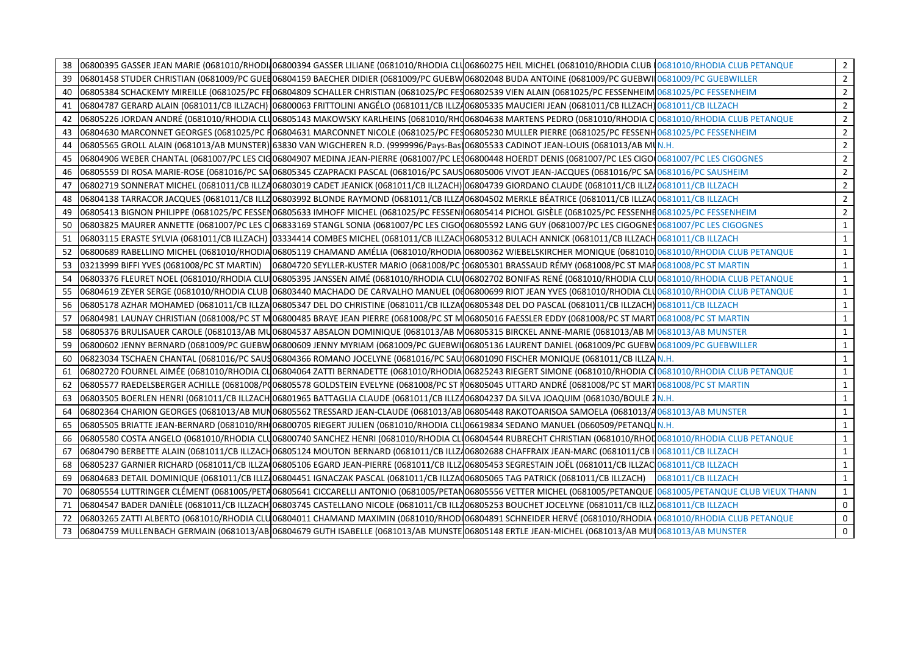| | | | | | |
|---|---|---|---|---|---|
| 38 | 06800395 GASSER JEAN MARIE (0681010/RHODI | 06800394 GASSER LILIANE (0681010/RHODIA CL | 06860275 HEIL MICHEL (0681010/RHODIA CLUB | 0681010/RHODIA CLUB PETANQUE | 2 |
| 39 | 06801458 STUDER CHRISTIAN (0681009/PC GUEE | 06804159 BAECHER DIDIER (0681009/PC GUEBW | 06802048 BUDA ANTOINE (0681009/PC GUEBWI | 0681009/PC GUEBWILLER | 2 |
| 40 | 06805384 SCHACKEMY MIREILLE (0681025/PC FE | 06804809 SCHALLER CHRISTIAN (0681025/PC FES | 06802539 VIEN ALAIN (0681025/PC FESSENHEIM | 0681025/PC FESSENHEIM | 2 |
| 41 | 06804787 GERARD ALAIN (0681011/CB ILLZACH) | 06800063 FRITTOLINI ANGÉLO (0681011/CB ILLZ | 06805335 MAUCIERI JEAN (0681011/CB ILLZACH) | 0681011/CB ILLZACH | 2 |
| 42 | 06805226 JORDAN ANDRÉ (0681010/RHODIA CL | 06805143 MAKOWSKY KARLHEINS (0681010/RH | 06804638 MARTENS PEDRO (0681010/RHODIA C | 0681010/RHODIA CLUB PETANQUE | 2 |
| 43 | 06804630 MARCONNET GEORGES (0681025/PC F | 06804631 MARCONNET NICOLE (0681025/PC FES | 06805230 MULLER PIERRE (0681025/PC FESSENH | 0681025/PC FESSENHEIM | 2 |
| 44 | 06805565 GROLL ALAIN (0681013/AB MUNSTER) | 63830 VAN WIGCHEREN R.D. (9999996/Pays-Bas) | 06805533 CADINOT JEAN-LOUIS (0681013/AB MU | N.H. | 2 |
| 45 | 06804906 WEBER CHANTAL (0681007/PC LES CIG | 06804907 MEDINA JEAN-PIERRE (0681007/PC LES | 06800448 HOERDT DENIS (0681007/PC LES CIGO | 0681007/PC LES CIGOGNES | 2 |
| 46 | 06805559 DI ROSA MARIE-ROSE (0681016/PC SA | 06805345 CZAPRACKI PASCAL (0681016/PC SAUS | 06805006 VIVOT JEAN-JACQUES (0681016/PC SA | 0681016/PC SAUSHEIM | 2 |
| 47 | 06802719 SONNERAT MICHEL (0681011/CB ILLZA | 06803019 CADET JEANICK (0681011/CB ILLZACH) | 06804739 GIORDANO CLAUDE (0681011/CB ILLZ | 0681011/CB ILLZACH | 2 |
| 48 | 06804138 TARRACOR JACQUES (0681011/CB ILLZ | 06803992 BLONDE RAYMOND (0681011/CB ILLZA | 06804502 MERKLE BÉATRICE (0681011/CB ILLZA | 0681011/CB ILLZACH | 2 |
| 49 | 06805413 BIGNON PHILIPPE (0681025/PC FESSEN | 06805633 IMHOFF MICHEL (0681025/PC FESSEN | 06805414 PICHOL GISÈLE (0681025/PC FESSENHE | 0681025/PC FESSENHEIM | 2 |
| 50 | 06803825 MAURER ANNETTE (0681007/PC LES C | 06833169 STANGL SONIA (0681007/PC LES CIGO | 06805592 LANG GUY (0681007/PC LES CIGOGNES | 0681007/PC LES CIGOGNES | 1 |
| 51 | 06803115 ERASTE SYLVIA (0681011/CB ILLZACH) | 03334414 COMBES MICHEL (0681011/CB ILLZACH | 06805312 BULACH ANNICK (0681011/CB ILLZACH | 0681011/CB ILLZACH | 1 |
| 52 | 06800689 RABELLINO MICHEL (0681010/RHODIA | 06805119 CHAMAND AMÉLIA (0681010/RHODIA | 06800362 WIEBELSKIRCHER MONIQUE (0681010 | 0681010/RHODIA CLUB PETANQUE | 1 |
| 53 | 03213999 BIFFI YVES (0681008/PC ST MARTIN) | 06804720 SEYLLER-KUSTER MARIO (0681008/PC | 06805301 BRASSAUD RÉMY (0681008/PC ST MAR | 0681008/PC ST MARTIN | 1 |
| 54 | 06803376 FLEURET NOEL (0681010/RHODIA CLU | 06805395 JANSSEN AIMÉ (0681010/RHODIA CLU | 06802702 BONIFAS RENÉ (0681010/RHODIA CLU | 0681010/RHODIA CLUB PETANQUE | 1 |
| 55 | 06804619 ZEYER SERGE (0681010/RHODIA CLUB | 06803440 MACHADO DE CARVALHO MANUEL (0 | 06800699 RIOT JEAN YVES (0681010/RHODIA CL | 0681010/RHODIA CLUB PETANQUE | 1 |
| 56 | 06805178 AZHAR MOHAMED (0681011/CB ILLZA | 06805347 DEL DO CHRISTINE (0681011/CB ILLZA | 06805348 DEL DO PASCAL (0681011/CB ILLZACH) | 0681011/CB ILLZACH | 1 |
| 57 | 06804981 LAUNAY CHRISTIAN (0681008/PC ST M | 06800485 BRAYE JEAN PIERRE (0681008/PC ST M | 06805016 FAESSLER EDDY (0681008/PC ST MART | 0681008/PC ST MARTIN | 1 |
| 58 | 06805376 BRULISAUER CAROLE (0681013/AB MU | 06804537 ABSALON DOMINIQUE (0681013/AB M | 06805315 BIRCKEL ANNE-MARIE (0681013/AB M | 0681013/AB MUNSTER | 1 |
| 59 | 06800602 JENNY BERNARD (0681009/PC GUEBW | 06800609 JENNY MYRIAM (0681009/PC GUEBWI | 06805136 LAURENT DANIEL (0681009/PC GUEBW | 0681009/PC GUEBWILLER | 1 |
| 60 | 06823034 TSCHAEN CHANTAL (0681016/PC SAUS | 06804366 ROMANO JOCELYNE (0681016/PC SAU | 06801090 FISCHER MONIQUE (0681011/CB ILLZA | N.H. | 1 |
| 61 | 06802720 FOURNEL AIMÉE (0681010/RHODIA CL | 06804064 ZATTI BERNADETTE (0681010/RHODIA | 06825243 RIEGERT SIMONE (0681010/RHODIA C | 0681010/RHODIA CLUB PETANQUE | 1 |
| 62 | 06805577 RAEDELSBERGER ACHILLE (0681008/P | 06805578 GOLDSTEIN EVELYNE (0681008/PC ST | 06805045 UTTARD ANDRÉ (0681008/PC ST MART | 0681008/PC ST MARTIN | 1 |
| 63 | 06803505 BOERLEN HENRI (0681011/CB ILLZACH | 06801965 BATTAGLIA CLAUDE (0681011/CB ILLZ | 06804237 DA SILVA JOAQUIM (0681030/BOULE 2 | N.H. | 1 |
| 64 | 06802364 CHARION GEORGES (0681013/AB MUN | 06805562 TRESSARD JEAN-CLAUDE (0681013/AB | 06805448 RAKOTOARISOA SAMOELA (0681013/A | 0681013/AB MUNSTER | 1 |
| 65 | 06805505 BRIATTE JEAN-BERNARD (0681010/RH | 06800705 RIEGERT JULIEN (0681010/RHODIA CL | 06619834 SEDANO MANUEL (0660509/PETANQU | N.H. | 1 |
| 66 | 06805580 COSTA ANGELO (0681010/RHODIA CL | 06800740 SANCHEZ HENRI (0681010/RHODIA CL | 06804544 RUBRECHT CHRISTIAN (0681010/RHOD | 0681010/RHODIA CLUB PETANQUE | 1 |
| 67 | 06804790 BERBETTE ALAIN (0681011/CB ILLZACH | 06805124 MOUTON BERNARD (0681011/CB ILLZ | 06802688 CHAFFRAIX JEAN-MARC (0681011/CB I | 0681011/CB ILLZACH | 1 |
| 68 | 06805237 GARNIER RICHARD (0681011/CB ILLZA | 06805106 EGARD JEAN-PIERRE (0681011/CB ILLZ | 06805453 SEGRESTAIN JOËL (0681011/CB ILLZAC | 0681011/CB ILLZACH | 1 |
| 69 | 06804683 DETAIL DOMINIQUE (0681011/CB ILLZ | 06804451 IGNACZAK PASCAL (0681011/CB ILLZA | 06805065 TAG PATRICK (0681011/CB ILLZACH) | 0681011/CB ILLZACH | 1 |
| 70 | 06805554 LUTTRINGER CLÉMENT (0681005/PETA | 06805641 CICCARELLI ANTONIO (0681005/PETAN | 06805556 VETTER MICHEL (0681005/PETANQUE | 0681005/PETANQUE CLUB VIEUX THANN | 1 |
| 71 | 06804547 BADER DANIÈLE (0681011/CB ILLZACH | 06803745 CASTELLANO NICOLE (0681011/CB ILL | 06805253 BOUCHET JOCELYNE (0681011/CB ILLZ | 0681011/CB ILLZACH | 0 |
| 72 | 06803265 ZATTI ALBERTO (0681010/RHODIA CL | 06804011 CHAMAND MAXIMIN (0681010/RHODI | 06804891 SCHNEIDER HERVÉ (0681010/RHODIA | 0681010/RHODIA CLUB PETANQUE | 0 |
| 73 | 06804759 MULLENBACH GERMAIN (0681013/AB | 06804679 GUTH ISABELLE (0681013/AB MUNSTE | 06805148 ERTLE JEAN-MICHEL (0681013/AB MU | 0681013/AB MUNSTER | 0 |